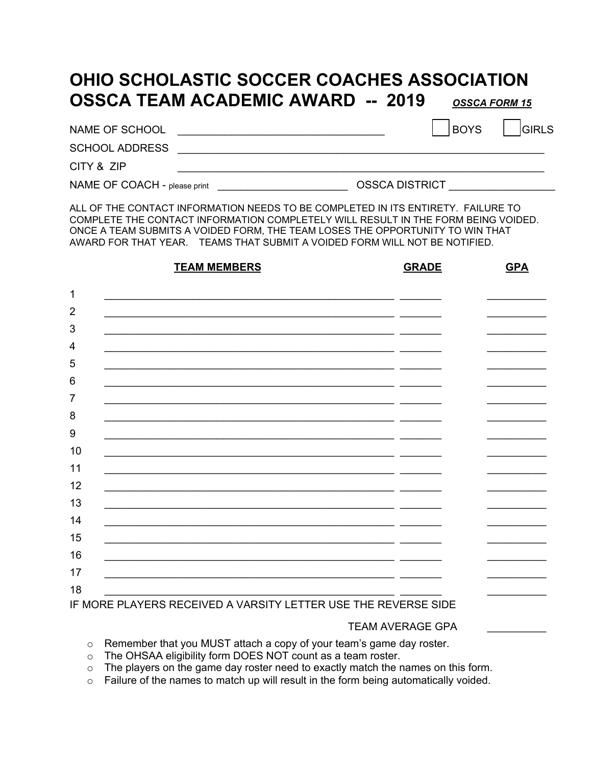# OHIO SCHOLASTIC SOCCER COACHES ASSOCIATION
# OSSCA TEAM ACADEMIC AWARD -- 2019

***OSSCA FORM 15***

NAME OF SCHOOL ______________________________ ☐ BOYS ☐ GIRLS

SCHOOL ADDRESS ______________________________________________________

CITY & ZIP ______________________________________________________

NAME OF COACH - please print ____________________ OSSCA DISTRICT ________________

ALL OF THE CONTACT INFORMATION NEEDS TO BE COMPLETED IN ITS ENTIRETY. FAILURE TO COMPLETE THE CONTACT INFORMATION COMPLETELY WILL RESULT IN THE FORM BEING VOIDED. ONCE A TEAM SUBMITS A VOIDED FORM, THE TEAM LOSES THE OPPORTUNITY TO WIN THAT AWARD FOR THAT YEAR. TEAMS THAT SUBMIT A VOIDED FORM WILL NOT BE NOTIFIED.

| | TEAM MEMBERS | GRADE | GPA |
|---|---|---|---|
| 1 | | | |
| 2 | | | |
| 3 | | | |
| 4 | | | |
| 5 | | | |
| 6 | | | |
| 7 | | | |
| 8 | | | |
| 9 | | | |
| 10 | | | |
| 11 | | | |
| 12 | | | |
| 13 | | | |
| 14 | | | |
| 15 | | | |
| 16 | | | |
| 17 | | | |
| 18 | | | |

IF MORE PLAYERS RECEIVED A VARSITY LETTER USE THE REVERSE SIDE

TEAM AVERAGE GPA __________

- Remember that you MUST attach a copy of your team's game day roster.
- The OHSAA eligibility form DOES NOT count as a team roster.
- The players on the game day roster need to exactly match the names on this form.
- Failure of the names to match up will result in the form being automatically voided.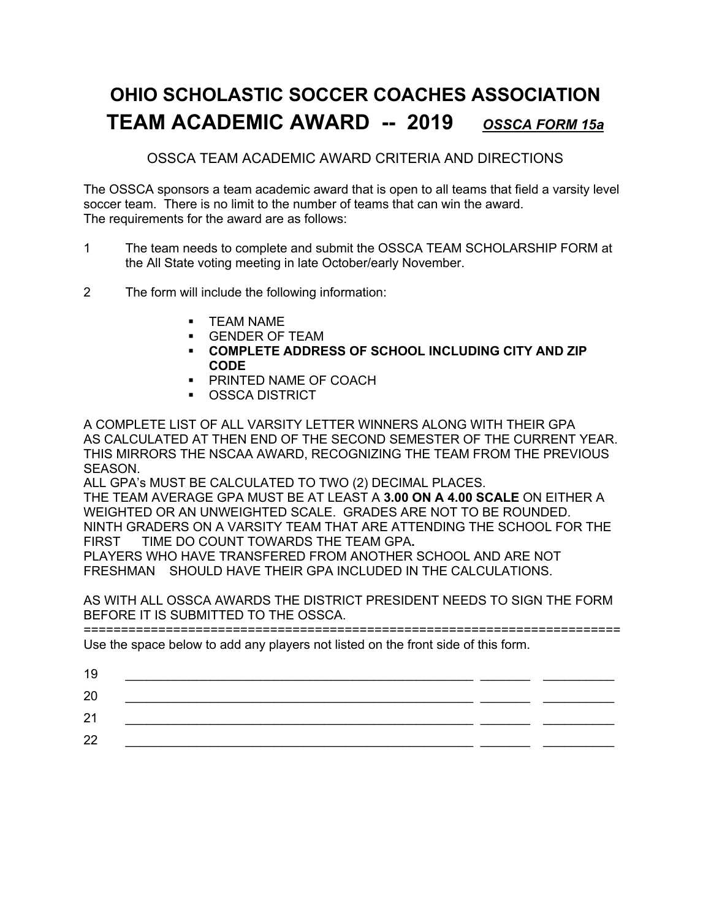# OHIO SCHOLASTIC SOCCER COACHES ASSOCIATION

## TEAM ACADEMIC AWARD -- 2019 ***OSSCA FORM 15a***

OSSCA TEAM ACADEMIC AWARD CRITERIA AND DIRECTIONS

The OSSCA sponsors a team academic award that is open to all teams that field a varsity level soccer team. There is no limit to the number of teams that can win the award.
The requirements for the award are as follows:

1 The team needs to complete and submit the OSSCA TEAM SCHOLARSHIP FORM at the All State voting meeting in late October/early November.

2 The form will include the following information:

- TEAM NAME
- GENDER OF TEAM
- **COMPLETE ADDRESS OF SCHOOL INCLUDING CITY AND ZIP CODE**
- PRINTED NAME OF COACH
- OSSCA DISTRICT

A COMPLETE LIST OF ALL VARSITY LETTER WINNERS ALONG WITH THEIR GPA AS CALCULATED AT THEN END OF THE SECOND SEMESTER OF THE CURRENT YEAR. THIS MIRRORS THE NSCAA AWARD, RECOGNIZING THE TEAM FROM THE PREVIOUS SEASON.
ALL GPA's MUST BE CALCULATED TO TWO (2) DECIMAL PLACES.
THE TEAM AVERAGE GPA MUST BE AT LEAST A **3.00 ON A 4.00 SCALE** ON EITHER A WEIGHTED OR AN UNWEIGHTED SCALE. GRADES ARE NOT TO BE ROUNDED.
NINTH GRADERS ON A VARSITY TEAM THAT ARE ATTENDING THE SCHOOL FOR THE FIRST TIME DO COUNT TOWARDS THE TEAM GPA**.**
PLAYERS WHO HAVE TRANSFERED FROM ANOTHER SCHOOL AND ARE NOT FRESHMAN SHOULD HAVE THEIR GPA INCLUDED IN THE CALCULATIONS.

AS WITH ALL OSSCA AWARDS THE DISTRICT PRESIDENT NEEDS TO SIGN THE FORM BEFORE IT IS SUBMITTED TO THE OSSCA.

========================================================================

Use the space below to add any players not listed on the front side of this form.

19 ___________________________________________________ _______ __________

20 ___________________________________________________ _______ __________

21 ___________________________________________________ _______ __________

22 ___________________________________________________ _______ __________